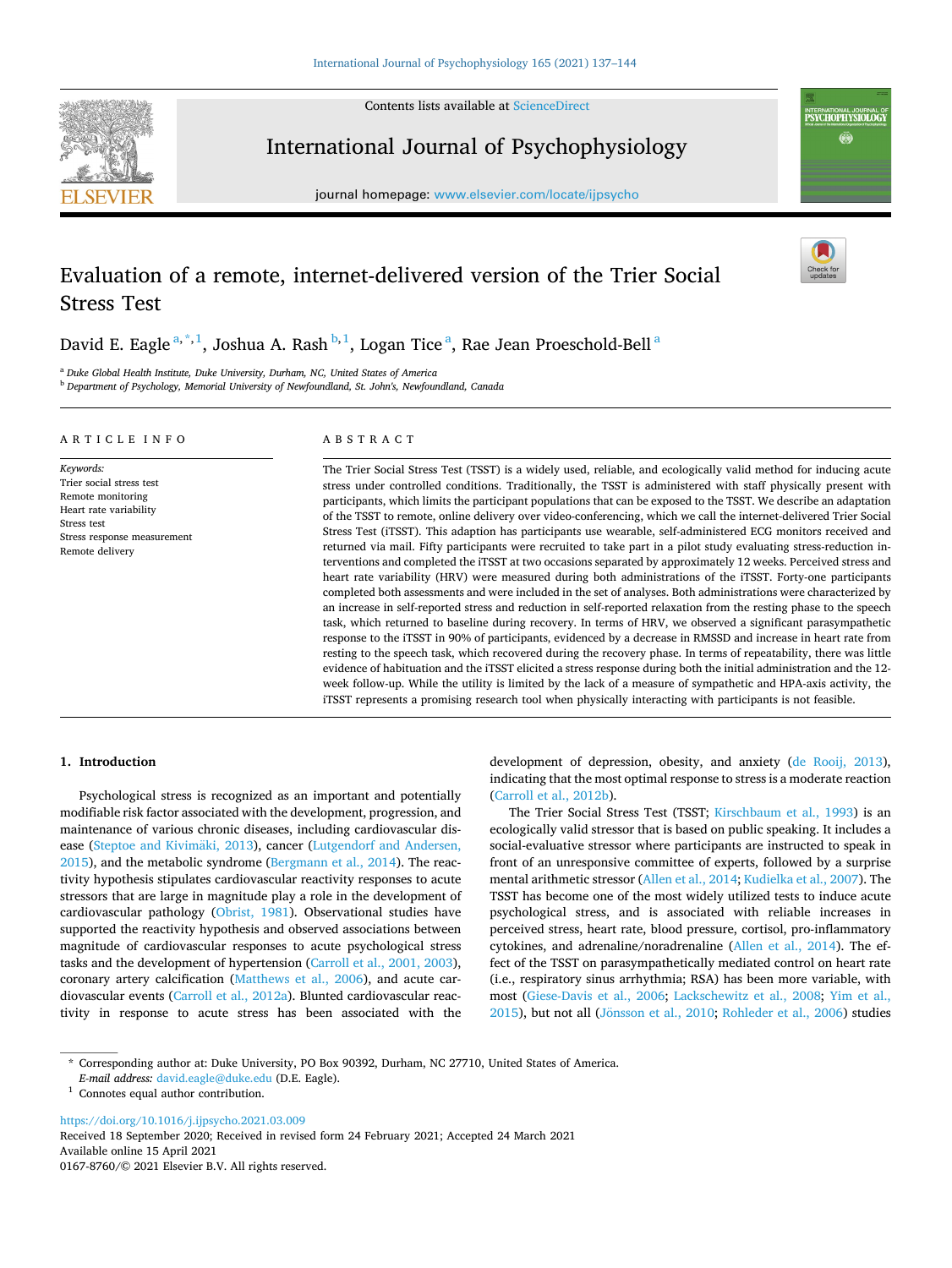# Evaluation of a remote, internet-delivered version of the Trier Social Stress Test

David E. Eagle [a,*,1], Joshua A. Rash [b,1], Logan Tice [a], Rae Jean Proeschold-Bell [a]

[a] Duke Global Health Institute, Duke University, Durham, NC, United States of America

[b] Department of Psychology, Memorial University of Newfoundland, St. John's, Newfoundland, Canada

## ARTICLE INFO

*Keywords:*
Trier social stress test
Remote monitoring
Heart rate variability
Stress test
Stress response measurement
Remote delivery

## ABSTRACT

The Trier Social Stress Test (TSST) is a widely used, reliable, and ecologically valid method for inducing acute stress under controlled conditions. Traditionally, the TSST is administered with staff physically present with participants, which limits the participant populations that can be exposed to the TSST. We describe an adaptation of the TSST to remote, online delivery over video-conferencing, which we call the internet-delivered Trier Social Stress Test (iTSST). This adaption has participants use wearable, self-administered ECG monitors received and returned via mail. Fifty participants were recruited to take part in a pilot study evaluating stress-reduction interventions and completed the iTSST at two occasions separated by approximately 12 weeks. Perceived stress and heart rate variability (HRV) were measured during both administrations of the iTSST. Forty-one participants completed both assessments and were included in the set of analyses. Both administrations were characterized by an increase in self-reported stress and reduction in self-reported relaxation from the resting phase to the speech task, which returned to baseline during recovery. In terms of HRV, we observed a significant parasympathetic response to the iTSST in 90% of participants, evidenced by a decrease in RMSSD and increase in heart rate from resting to the speech task, which recovered during the recovery phase. In terms of repeatability, there was little evidence of habituation and the iTSST elicited a stress response during both the initial administration and the 12-week follow-up. While the utility is limited by the lack of a measure of sympathetic and HPA-axis activity, the iTSST represents a promising research tool when physically interacting with participants is not feasible.

## 1. Introduction

Psychological stress is recognized as an important and potentially modifiable risk factor associated with the development, progression, and maintenance of various chronic diseases, including cardiovascular disease (Steptoe and Kivimäki, 2013), cancer (Lutgendorf and Andersen, 2015), and the metabolic syndrome (Bergmann et al., 2014). The reactivity hypothesis stipulates cardiovascular reactivity responses to acute stressors that are large in magnitude play a role in the development of cardiovascular pathology (Obrist, 1981). Observational studies have supported the reactivity hypothesis and observed associations between magnitude of cardiovascular responses to acute psychological stress tasks and the development of hypertension (Carroll et al., 2001, 2003), coronary artery calcification (Matthews et al., 2006), and acute cardiovascular events (Carroll et al., 2012a). Blunted cardiovascular reactivity in response to acute stress has been associated with the development of depression, obesity, and anxiety (de Rooij, 2013), indicating that the most optimal response to stress is a moderate reaction (Carroll et al., 2012b).

The Trier Social Stress Test (TSST; Kirschbaum et al., 1993) is an ecologically valid stressor that is based on public speaking. It includes a social-evaluative stressor where participants are instructed to speak in front of an unresponsive committee of experts, followed by a surprise mental arithmetic stressor (Allen et al., 2014; Kudielka et al., 2007). The TSST has become one of the most widely utilized tests to induce acute psychological stress, and is associated with reliable increases in perceived stress, heart rate, blood pressure, cortisol, pro-inflammatory cytokines, and adrenaline/noradrenaline (Allen et al., 2014). The effect of the TSST on parasympathetically mediated control on heart rate (i.e., respiratory sinus arrhythmia; RSA) has been more variable, with most (Giese-Davis et al., 2006; Lackschewitz et al., 2008; Yim et al., 2015), but not all (Jönsson et al., 2010; Rohleder et al., 2006) studies

* Corresponding author at: Duke University, PO Box 90392, Durham, NC 27710, United States of America.
*E-mail address:* david.eagle@duke.edu (D.E. Eagle).

[1] Connotes equal author contribution.

https://doi.org/10.1016/j.ijpsycho.2021.03.009
Received 18 September 2020; Received in revised form 24 February 2021; Accepted 24 March 2021
Available online 15 April 2021
0167-8760/© 2021 Elsevier B.V. All rights reserved.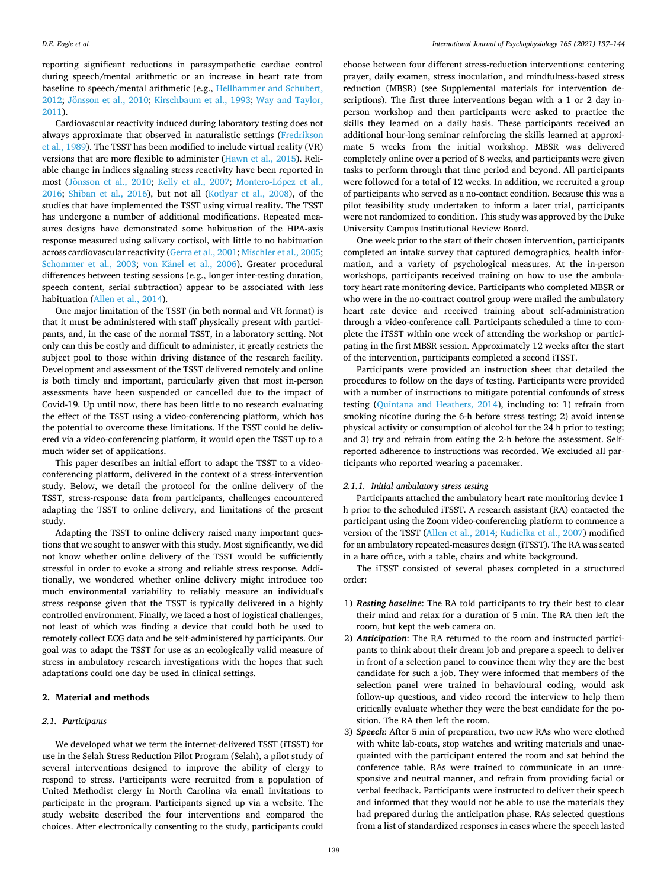reporting significant reductions in parasympathetic cardiac control during speech/mental arithmetic or an increase in heart rate from baseline to speech/mental arithmetic (e.g., Hellhammer and Schubert, 2012; Jönsson et al., 2010; Kirschbaum et al., 1993; Way and Taylor, 2011).

Cardiovascular reactivity induced during laboratory testing does not always approximate that observed in naturalistic settings (Fredrikson et al., 1989). The TSST has been modified to include virtual reality (VR) versions that are more flexible to administer (Hawn et al., 2015). Reliable change in indices signaling stress reactivity have been reported in most (Jönsson et al., 2010; Kelly et al., 2007; Montero-López et al., 2016; Shiban et al., 2016), but not all (Kotlyar et al., 2008), of the studies that have implemented the TSST using virtual reality. The TSST has undergone a number of additional modifications. Repeated measures designs have demonstrated some habituation of the HPA-axis response measured using salivary cortisol, with little to no habituation across cardiovascular reactivity (Gerra et al., 2001; Mischler et al., 2005; Schommer et al., 2003; von Känel et al., 2006). Greater procedural differences between testing sessions (e.g., longer inter-testing duration, speech content, serial subtraction) appear to be associated with less habituation (Allen et al., 2014).

One major limitation of the TSST (in both normal and VR format) is that it must be administered with staff physically present with participants, and, in the case of the normal TSST, in a laboratory setting. Not only can this be costly and difficult to administer, it greatly restricts the subject pool to those within driving distance of the research facility. Development and assessment of the TSST delivered remotely and online is both timely and important, particularly given that most in-person assessments have been suspended or cancelled due to the impact of Covid-19. Up until now, there has been little to no research evaluating the effect of the TSST using a video-conferencing platform, which has the potential to overcome these limitations. If the TSST could be delivered via a video-conferencing platform, it would open the TSST up to a much wider set of applications.

This paper describes an initial effort to adapt the TSST to a video-conferencing platform, delivered in the context of a stress-intervention study. Below, we detail the protocol for the online delivery of the TSST, stress-response data from participants, challenges encountered adapting the TSST to online delivery, and limitations of the present study.

Adapting the TSST to online delivery raised many important questions that we sought to answer with this study. Most significantly, we did not know whether online delivery of the TSST would be sufficiently stressful in order to evoke a strong and reliable stress response. Additionally, we wondered whether online delivery might introduce too much environmental variability to reliably measure an individual's stress response given that the TSST is typically delivered in a highly controlled environment. Finally, we faced a host of logistical challenges, not least of which was finding a device that could both be used to remotely collect ECG data and be self-administered by participants. Our goal was to adapt the TSST for use as an ecologically valid measure of stress in ambulatory research investigations with the hopes that such adaptations could one day be used in clinical settings.

## 2. Material and methods

### 2.1. Participants

We developed what we term the internet-delivered TSST (iTSST) for use in the Selah Stress Reduction Pilot Program (Selah), a pilot study of several interventions designed to improve the ability of clergy to respond to stress. Participants were recruited from a population of United Methodist clergy in North Carolina via email invitations to participate in the program. Participants signed up via a website. The study website described the four interventions and compared the choices. After electronically consenting to the study, participants could choose between four different stress-reduction interventions: centering prayer, daily examen, stress inoculation, and mindfulness-based stress reduction (MBSR) (see Supplemental materials for intervention descriptions). The first three interventions began with a 1 or 2 day in-person workshop and then participants were asked to practice the skills they learned on a daily basis. These participants received an additional hour-long seminar reinforcing the skills learned at approximate 5 weeks from the initial workshop. MBSR was delivered completely online over a period of 8 weeks, and participants were given tasks to perform through that time period and beyond. All participants were followed for a total of 12 weeks. In addition, we recruited a group of participants who served as a no-contact condition. Because this was a pilot feasibility study undertaken to inform a later trial, participants were not randomized to condition. This study was approved by the Duke University Campus Institutional Review Board.

One week prior to the start of their chosen intervention, participants completed an intake survey that captured demographics, health information, and a variety of psychological measures. At the in-person workshops, participants received training on how to use the ambulatory heart rate monitoring device. Participants who completed MBSR or who were in the no-contract control group were mailed the ambulatory heart rate device and received training about self-administration through a video-conference call. Participants scheduled a time to complete the iTSST within one week of attending the workshop or participating in the first MBSR session. Approximately 12 weeks after the start of the intervention, participants completed a second iTSST.

Participants were provided an instruction sheet that detailed the procedures to follow on the days of testing. Participants were provided with a number of instructions to mitigate potential confounds of stress testing (Quintana and Heathers, 2014), including to: 1) refrain from smoking nicotine during the 6-h before stress testing; 2) avoid intense physical activity or consumption of alcohol for the 24 h prior to testing; and 3) try and refrain from eating the 2-h before the assessment. Self-reported adherence to instructions was recorded. We excluded all participants who reported wearing a pacemaker.

#### 2.1.1. Initial ambulatory stress testing

Participants attached the ambulatory heart rate monitoring device 1 h prior to the scheduled iTSST. A research assistant (RA) contacted the participant using the Zoom video-conferencing platform to commence a version of the TSST (Allen et al., 2014; Kudielka et al., 2007) modified for an ambulatory repeated-measures design (iTSST). The RA was seated in a bare office, with a table, chairs and white background.

The iTSST consisted of several phases completed in a structured order:

1) ***Resting baseline***: The RA told participants to try their best to clear their mind and relax for a duration of 5 min. The RA then left the room, but kept the web camera on.
2) ***Anticipation***: The RA returned to the room and instructed participants to think about their dream job and prepare a speech to deliver in front of a selection panel to convince them why they are the best candidate for such a job. They were informed that members of the selection panel were trained in behavioural coding, would ask follow-up questions, and video record the interview to help them critically evaluate whether they were the best candidate for the position. The RA then left the room.
3) ***Speech***: After 5 min of preparation, two new RAs who were clothed with white lab-coats, stop watches and writing materials and unacquainted with the participant entered the room and sat behind the conference table. RAs were trained to communicate in an unresponsive and neutral manner, and refrain from providing facial or verbal feedback. Participants were instructed to deliver their speech and informed that they would not be able to use the materials they had prepared during the anticipation phase. RAs selected questions from a list of standardized responses in cases where the speech lasted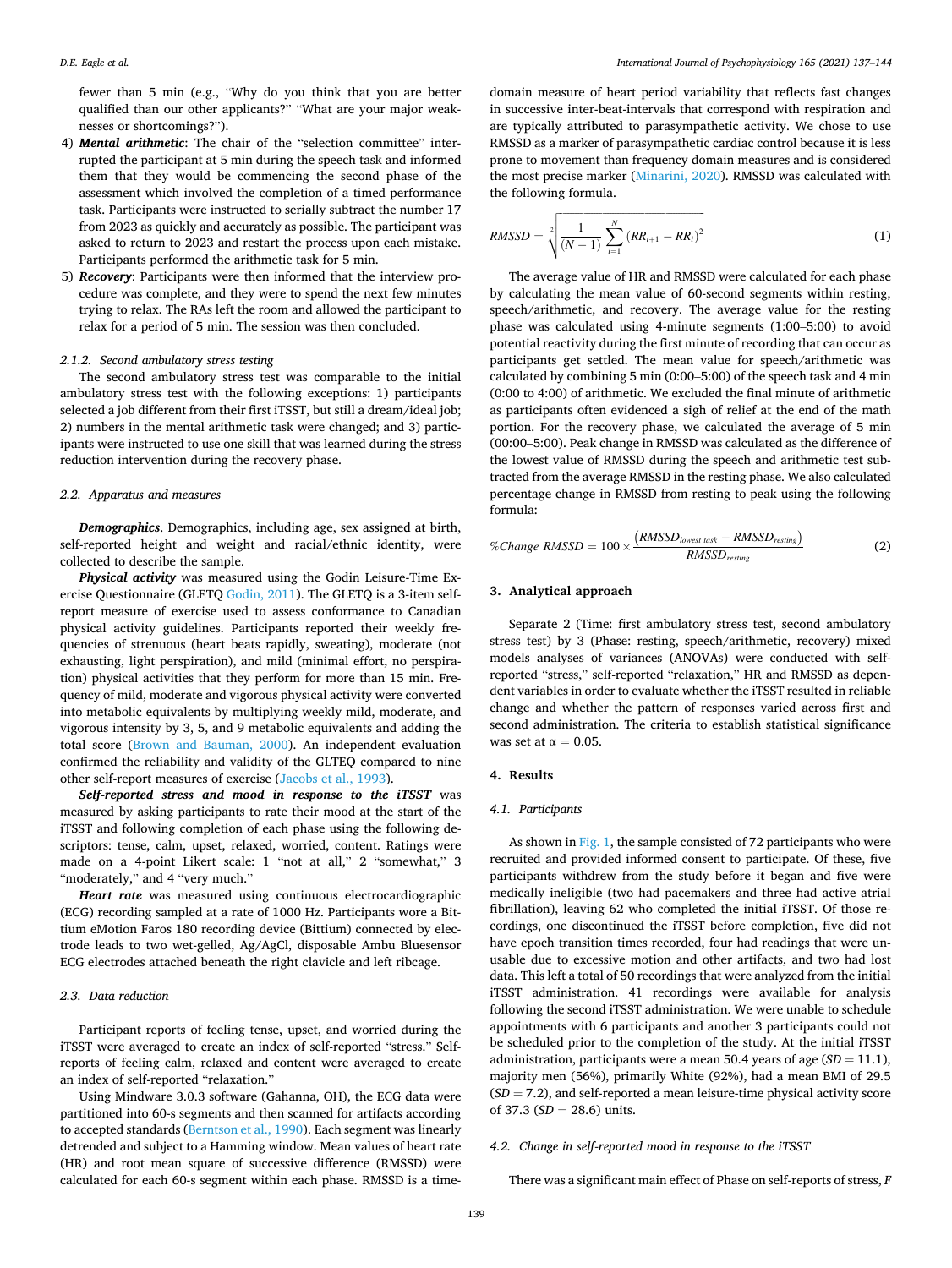fewer than 5 min (e.g., "Why do you think that you are better qualified than our other applicants?" "What are your major weaknesses or shortcomings?").

4) ***Mental arithmetic***: The chair of the "selection committee" interrupted the participant at 5 min during the speech task and informed them that they would be commencing the second phase of the assessment which involved the completion of a timed performance task. Participants were instructed to serially subtract the number 17 from 2023 as quickly and accurately as possible. The participant was asked to return to 2023 and restart the process upon each mistake. Participants performed the arithmetic task for 5 min.
5) ***Recovery***: Participants were then informed that the interview procedure was complete, and they were to spend the next few minutes trying to relax. The RAs left the room and allowed the participant to relax for a period of 5 min. The session was then concluded.

#### 2.1.2. Second ambulatory stress testing

The second ambulatory stress test was comparable to the initial ambulatory stress test with the following exceptions: 1) participants selected a job different from their first iTSST, but still a dream/ideal job; 2) numbers in the mental arithmetic task were changed; and 3) participants were instructed to use one skill that was learned during the stress reduction intervention during the recovery phase.

### 2.2. Apparatus and measures

***Demographics***. Demographics, including age, sex assigned at birth, self-reported height and weight and racial/ethnic identity, were collected to describe the sample.

***Physical activity*** was measured using the Godin Leisure-Time Exercise Questionnaire (GLETQ Godin, 2011). The GLETQ is a 3-item self-report measure of exercise used to assess conformance to Canadian physical activity guidelines. Participants reported their weekly frequencies of strenuous (heart beats rapidly, sweating), moderate (not exhausting, light perspiration), and mild (minimal effort, no perspiration) physical activities that they perform for more than 15 min. Frequency of mild, moderate and vigorous physical activity were converted into metabolic equivalents by multiplying weekly mild, moderate, and vigorous intensity by 3, 5, and 9 metabolic equivalents and adding the total score (Brown and Bauman, 2000). An independent evaluation confirmed the reliability and validity of the GLTEQ compared to nine other self-report measures of exercise (Jacobs et al., 1993).

***Self-reported stress and mood in response to the iTSST*** was measured by asking participants to rate their mood at the start of the iTSST and following completion of each phase using the following descriptors: tense, calm, upset, relaxed, worried, content. Ratings were made on a 4-point Likert scale: 1 "not at all," 2 "somewhat," 3 "moderately," and 4 "very much."

***Heart rate*** was measured using continuous electrocardiographic (ECG) recording sampled at a rate of 1000 Hz. Participants wore a Bittium eMotion Faros 180 recording device (Bittium) connected by electrode leads to two wet-gelled, Ag/AgCl, disposable Ambu Bluesensor ECG electrodes attached beneath the right clavicle and left ribcage.

### 2.3. Data reduction

Participant reports of feeling tense, upset, and worried during the iTSST were averaged to create an index of self-reported "stress." Self-reports of feeling calm, relaxed and content were averaged to create an index of self-reported "relaxation."

Using Mindware 3.0.3 software (Gahanna, OH), the ECG data were partitioned into 60-s segments and then scanned for artifacts according to accepted standards (Berntson et al., 1990). Each segment was linearly detrended and subject to a Hamming window. Mean values of heart rate (HR) and root mean square of successive difference (RMSSD) were calculated for each 60-s segment within each phase. RMSSD is a time-domain measure of heart period variability that reflects fast changes in successive inter-beat-intervals that correspond with respiration and are typically attributed to parasympathetic activity. We chose to use RMSSD as a marker of parasympathetic cardiac control because it is less prone to movement than frequency domain measures and is considered the most precise marker (Minarini, 2020). RMSSD was calculated with the following formula.

$$RMSSD = \sqrt[2]{\frac{1}{(N-1)}\sum_{i=1}^{N}(RR_{i+1} - RR_i)^2} \tag{1}$$

The average value of HR and RMSSD were calculated for each phase by calculating the mean value of 60-second segments within resting, speech/arithmetic, and recovery. The average value for the resting phase was calculated using 4-minute segments (1:00–5:00) to avoid potential reactivity during the first minute of recording that can occur as participants get settled. The mean value for speech/arithmetic was calculated by combining 5 min (0:00–5:00) of the speech task and 4 min (0:00 to 4:00) of arithmetic. We excluded the final minute of arithmetic as participants often evidenced a sigh of relief at the end of the math portion. For the recovery phase, we calculated the average of 5 min (00:00–5:00). Peak change in RMSSD was calculated as the difference of the lowest value of RMSSD during the speech and arithmetic test subtracted from the average RMSSD in the resting phase. We also calculated percentage change in RMSSD from resting to peak using the following formula:

$$\%Change\ RMSSD = 100 \times \frac{(RMSSD_{lowest\ task} - RMSSD_{resting})}{RMSSD_{resting}} \tag{2}$$

## 3. Analytical approach

Separate 2 (Time: first ambulatory stress test, second ambulatory stress test) by 3 (Phase: resting, speech/arithmetic, recovery) mixed models analyses of variances (ANOVAs) were conducted with self-reported "stress," self-reported "relaxation," HR and RMSSD as dependent variables in order to evaluate whether the iTSST resulted in reliable change and whether the pattern of responses varied across first and second administration. The criteria to establish statistical significance was set at $\alpha = 0.05$.

## 4. Results

### 4.1. Participants

As shown in Fig. 1, the sample consisted of 72 participants who were recruited and provided informed consent to participate. Of these, five participants withdrew from the study before it began and five were medically ineligible (two had pacemakers and three had active atrial fibrillation), leaving 62 who completed the initial iTSST. Of those recordings, one discontinued the iTSST before completion, five did not have epoch transition times recorded, four had readings that were unusable due to excessive motion and other artifacts, and two had lost data. This left a total of 50 recordings that were analyzed from the initial iTSST administration. 41 recordings were available for analysis following the second iTSST administration. We were unable to schedule appointments with 6 participants and another 3 participants could not be scheduled prior to the completion of the study. At the initial iTSST administration, participants were a mean 50.4 years of age ($SD = 11.1$), majority men (56%), primarily White (92%), had a mean BMI of 29.5 ($SD = 7.2$), and self-reported a mean leisure-time physical activity score of 37.3 ($SD = 28.6$) units.

### 4.2. Change in self-reported mood in response to the iTSST

There was a significant main effect of Phase on self-reports of stress, $F$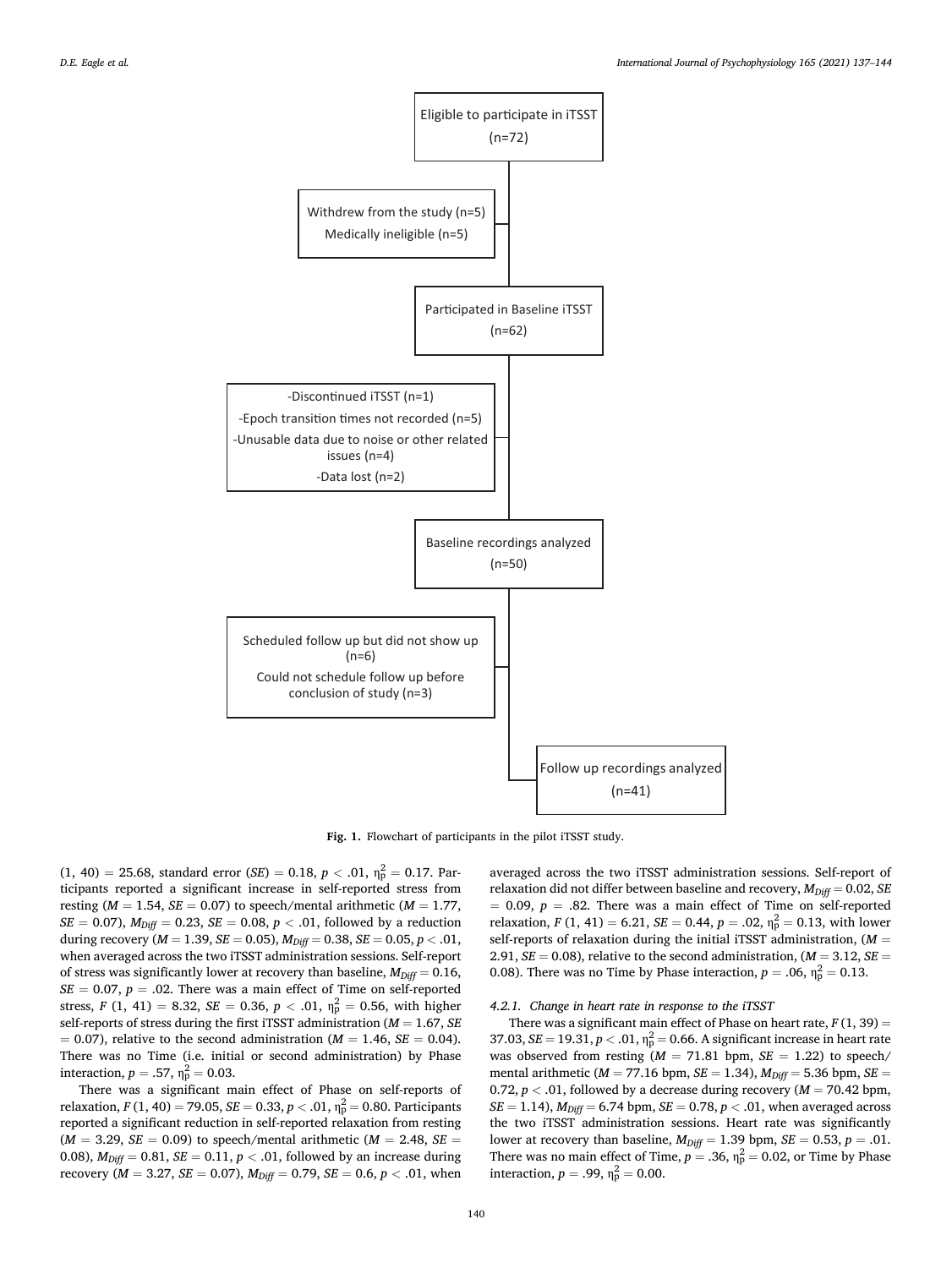Eligible to participate in iTSST (n=72)

Withdrew from the study (n=5)
Medically ineligible (n=5)

Participated in Baseline iTSST (n=62)

-Discontinued iTSST (n=1)
-Epoch transition times not recorded (n=5)
-Unusable data due to noise or other related issues (n=4)
-Data lost (n=2)

Baseline recordings analyzed (n=50)

Scheduled follow up but did not show up (n=6)
Could not schedule follow up before conclusion of study (n=3)

Follow up recordings analyzed (n=41)

**Fig. 1.** Flowchart of participants in the pilot iTSST study.

(1, 40) = 25.68, standard error (*SE*) = 0.18, $p < .01$, $\eta_p^2 = 0.17$. Participants reported a significant increase in self-reported stress from resting ($M = 1.54$, $SE = 0.07$) to speech/mental arithmetic ($M = 1.77$, $SE = 0.07$), $M_{Diff} = 0.23$, $SE = 0.08$, $p < .01$, followed by a reduction during recovery ($M = 1.39$, $SE = 0.05$), $M_{Diff} = 0.38$, $SE = 0.05$, $p < .01$, when averaged across the two iTSST administration sessions. Self-report of stress was significantly lower at recovery than baseline, $M_{Diff} = 0.16$, $SE = 0.07$, $p = .02$. There was a main effect of Time on self-reported stress, $F$ (1, 41) = 8.32, $SE = 0.36$, $p < .01$, $\eta_p^2 = 0.56$, with higher self-reports of stress during the first iTSST administration ($M = 1.67$, $SE = 0.07$), relative to the second administration ($M = 1.46$, $SE = 0.04$). There was no Time (i.e. initial or second administration) by Phase interaction, $p = .57$, $\eta_p^2 = 0.03$.

There was a significant main effect of Phase on self-reports of relaxation, $F$ (1, 40) = 79.05, $SE = 0.33$, $p < .01$, $\eta_p^2 = 0.80$. Participants reported a significant reduction in self-reported relaxation from resting ($M = 3.29$, $SE = 0.09$) to speech/mental arithmetic ($M = 2.48$, $SE = 0.08$), $M_{Diff} = 0.81$, $SE = 0.11$, $p < .01$, followed by an increase during recovery ($M = 3.27$, $SE = 0.07$), $M_{Diff} = 0.79$, $SE = 0.6$, $p < .01$, when averaged across the two iTSST administration sessions. Self-report of relaxation did not differ between baseline and recovery, $M_{Diff} = 0.02$, $SE = 0.09$, $p = .82$. There was a main effect of Time on self-reported relaxation, $F$ (1, 41) = 6.21, $SE = 0.44$, $p = .02$, $\eta_p^2 = 0.13$, with lower self-reports of relaxation during the initial iTSST administration, ($M = 2.91$, $SE = 0.08$), relative to the second administration, ($M = 3.12$, $SE = 0.08$). There was no Time by Phase interaction, $p = .06$, $\eta_p^2 = 0.13$.

#### 4.2.1. Change in heart rate in response to the iTSST

There was a significant main effect of Phase on heart rate, $F$ (1, 39) = 37.03, $SE = 19.31$, $p < .01$, $\eta_p^2 = 0.66$. A significant increase in heart rate was observed from resting ($M = 71.81$ bpm, $SE = 1.22$) to speech/mental arithmetic ($M = 77.16$ bpm, $SE = 1.34$), $M_{Diff} = 5.36$ bpm, $SE = 0.72$, $p < .01$, followed by a decrease during recovery ($M = 70.42$ bpm, $SE = 1.14$), $M_{Diff} = 6.74$ bpm, $SE = 0.78$, $p < .01$, when averaged across the two iTSST administration sessions. Heart rate was significantly lower at recovery than baseline, $M_{Diff} = 1.39$ bpm, $SE = 0.53$, $p = .01$. There was no main effect of Time, $p = .36$, $\eta_p^2 = 0.02$, or Time by Phase interaction, $p = .99$, $\eta_p^2 = 0.00$.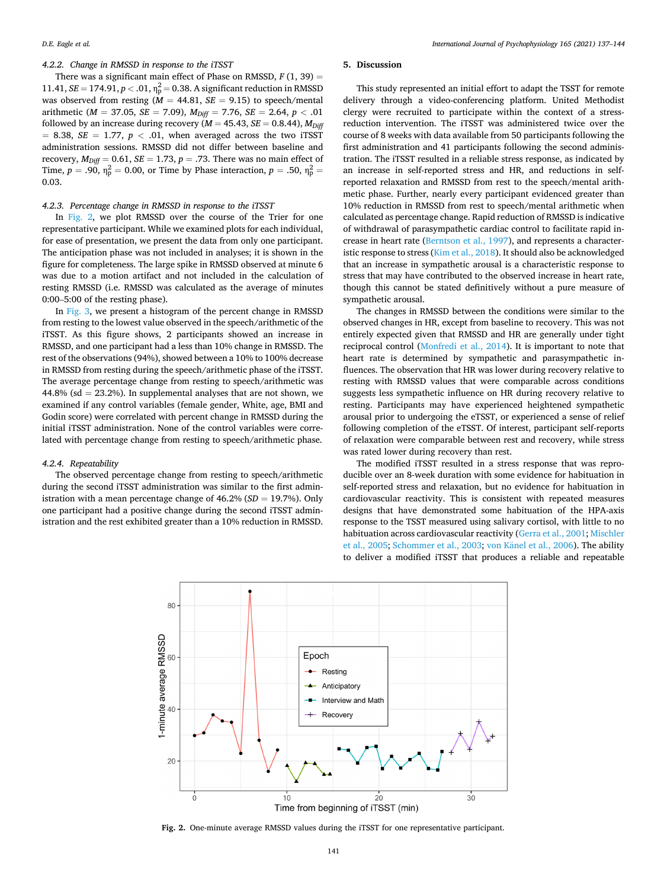#### 4.2.2. Change in RMSSD in response to the iTSST

There was a significant main effect of Phase on RMSSD, $F$ (1, 39) = 11.41, $SE$ = 174.91, $p$ < .01, $\eta_p^2$ = 0.38. A significant reduction in RMSSD was observed from resting ($M$ = 44.81, $SE$ = 9.15) to speech/mental arithmetic ($M$ = 37.05, $SE$ = 7.09), $M_{Diff}$ = 7.76, $SE$ = 2.64, $p$ < .01 followed by an increase during recovery ($M$ = 45.43, $SE$ = 0.8.44), $M_{Diff}$ = 8.38, $SE$ = 1.77, $p$ < .01, when averaged across the two iTSST administration sessions. RMSSD did not differ between baseline and recovery, $M_{Diff}$ = 0.61, $SE$ = 1.73, $p$ = .73. There was no main effect of Time, $p$ = .90, $\eta_p^2$ = 0.00, or Time by Phase interaction, $p$ = .50, $\eta_p^2$ = 0.03.

#### 4.2.3. Percentage change in RMSSD in response to the iTSST

In Fig. 2, we plot RMSSD over the course of the Trier for one representative participant. While we examined plots for each individual, for ease of presentation, we present the data from only one participant. The anticipation phase was not included in analyses; it is shown in the figure for completeness. The large spike in RMSSD observed at minute 6 was due to a motion artifact and not included in the calculation of resting RMSSD (i.e. RMSSD was calculated as the average of minutes 0:00–5:00 of the resting phase).

In Fig. 3, we present a histogram of the percent change in RMSSD from resting to the lowest value observed in the speech/arithmetic of the iTSST. As this figure shows, 2 participants showed an increase in RMSSD, and one participant had a less than 10% change in RMSSD. The rest of the observations (94%), showed between a 10% to 100% decrease in RMSSD from resting during the speech/arithmetic phase of the iTSST. The average percentage change from resting to speech/arithmetic was 44.8% (sd = 23.2%). In supplemental analyses that are not shown, we examined if any control variables (female gender, White, age, BMI and Godin score) were correlated with percent change in RMSSD during the initial iTSST administration. None of the control variables were correlated with percentage change from resting to speech/arithmetic phase.

#### 4.2.4. Repeatability

The observed percentage change from resting to speech/arithmetic during the second iTSST administration was similar to the first administration with a mean percentage change of 46.2% ($SD$ = 19.7%). Only one participant had a positive change during the second iTSST administration and the rest exhibited greater than a 10% reduction in RMSSD.

## 5. Discussion

This study represented an initial effort to adapt the TSST for remote delivery through a video-conferencing platform. United Methodist clergy were recruited to participate within the context of a stress-reduction intervention. The iTSST was administered twice over the course of 8 weeks with data available from 50 participants following the first administration and 41 participants following the second administration. The iTSST resulted in a reliable stress response, as indicated by an increase in self-reported stress and HR, and reductions in self-reported relaxation and RMSSD from rest to the speech/mental arithmetic phase. Further, nearly every participant evidenced greater than 10% reduction in RMSSD from rest to speech/mental arithmetic when calculated as percentage change. Rapid reduction of RMSSD is indicative of withdrawal of parasympathetic cardiac control to facilitate rapid increase in heart rate (Berntson et al., 1997), and represents a characteristic response to stress (Kim et al., 2018). It should also be acknowledged that an increase in sympathetic arousal is a characteristic response to stress that may have contributed to the observed increase in heart rate, though this cannot be stated definitively without a pure measure of sympathetic arousal.

The changes in RMSSD between the conditions were similar to the observed changes in HR, except from baseline to recovery. This was not entirely expected given that RMSSD and HR are generally under tight reciprocal control (Monfredi et al., 2014). It is important to note that heart rate is determined by sympathetic and parasympathetic influences. The observation that HR was lower during recovery relative to resting with RMSSD values that were comparable across conditions suggests less sympathetic influence on HR during recovery relative to resting. Participants may have experienced heightened sympathetic arousal prior to undergoing the eTSST, or experienced a sense of relief following completion of the eTSST. Of interest, participant self-reports of relaxation were comparable between rest and recovery, while stress was rated lower during recovery than rest.

The modified iTSST resulted in a stress response that was reproducible over an 8-week duration with some evidence for habituation in self-reported stress and relaxation, but no evidence for habituation in cardiovascular reactivity. This is consistent with repeated measures designs that have demonstrated some habituation of the HPA-axis response to the TSST measured using salivary cortisol, with little to no habituation across cardiovascular reactivity (Gerra et al., 2001; Mischler et al., 2005; Schommer et al., 2003; von Känel et al., 2006). The ability to deliver a modified iTSST that produces a reliable and repeatable

**Fig. 2.** One-minute average RMSSD values during the iTSST for one representative participant.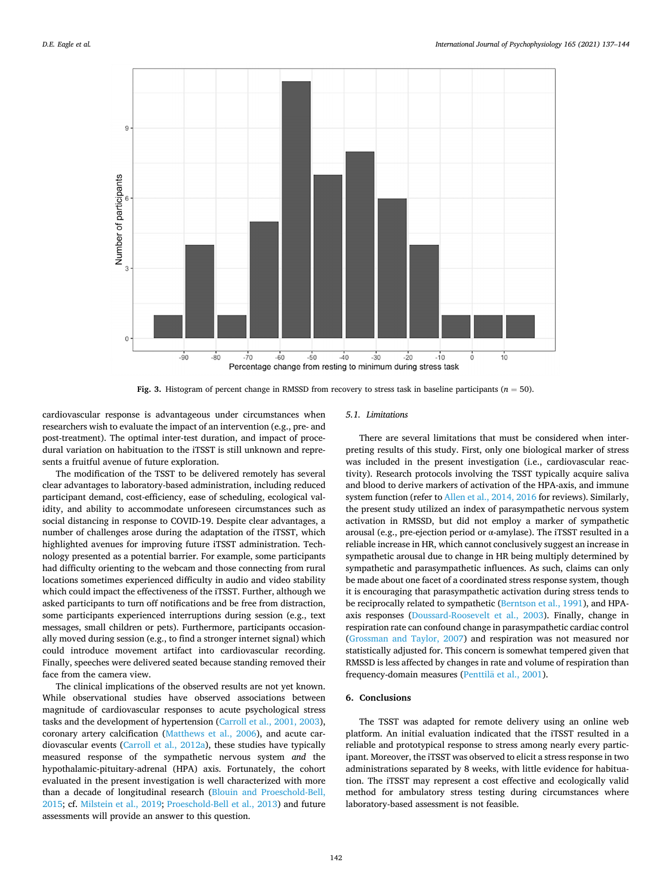Fig. 3. Histogram of percent change in RMSSD from recovery to stress task in baseline participants ($n$ = 50).

cardiovascular response is advantageous under circumstances when researchers wish to evaluate the impact of an intervention (e.g., pre- and post-treatment). The optimal inter-test duration, and impact of procedural variation on habituation to the iTSST is still unknown and represents a fruitful avenue of future exploration.

The modification of the TSST to be delivered remotely has several clear advantages to laboratory-based administration, including reduced participant demand, cost-efficiency, ease of scheduling, ecological validity, and ability to accommodate unforeseen circumstances such as social distancing in response to COVID-19. Despite clear advantages, a number of challenges arose during the adaptation of the iTSST, which highlighted avenues for improving future iTSST administration. Technology presented as a potential barrier. For example, some participants had difficulty orienting to the webcam and those connecting from rural locations sometimes experienced difficulty in audio and video stability which could impact the effectiveness of the iTSST. Further, although we asked participants to turn off notifications and be free from distraction, some participants experienced interruptions during session (e.g., text messages, small children or pets). Furthermore, participants occasionally moved during session (e.g., to find a stronger internet signal) which could introduce movement artifact into cardiovascular recording. Finally, speeches were delivered seated because standing removed their face from the camera view.

The clinical implications of the observed results are not yet known. While observational studies have observed associations between magnitude of cardiovascular responses to acute psychological stress tasks and the development of hypertension (Carroll et al., 2001, 2003), coronary artery calcification (Matthews et al., 2006), and acute cardiovascular events (Carroll et al., 2012a), these studies have typically measured response of the sympathetic nervous system *and* the hypothalamic-pituitary-adrenal (HPA) axis. Fortunately, the cohort evaluated in the present investigation is well characterized with more than a decade of longitudinal research (Blouin and Proeschold-Bell, 2015; cf. Milstein et al., 2019; Proeschold-Bell et al., 2013) and future assessments will provide an answer to this question.

### 5.1. Limitations

There are several limitations that must be considered when interpreting results of this study. First, only one biological marker of stress was included in the present investigation (i.e., cardiovascular reactivity). Research protocols involving the TSST typically acquire saliva and blood to derive markers of activation of the HPA-axis, and immune system function (refer to Allen et al., 2014, 2016 for reviews). Similarly, the present study utilized an index of parasympathetic nervous system activation in RMSSD, but did not employ a marker of sympathetic arousal (e.g., pre-ejection period or α-amylase). The iTSST resulted in a reliable increase in HR, which cannot conclusively suggest an increase in sympathetic arousal due to change in HR being multiply determined by sympathetic and parasympathetic influences. As such, claims can only be made about one facet of a coordinated stress response system, though it is encouraging that parasympathetic activation during stress tends to be reciprocally related to sympathetic (Berntson et al., 1991), and HPA-axis responses (Doussard-Roosevelt et al., 2003). Finally, change in respiration rate can confound change in parasympathetic cardiac control (Grossman and Taylor, 2007) and respiration was not measured nor statistically adjusted for. This concern is somewhat tempered given that RMSSD is less affected by changes in rate and volume of respiration than frequency-domain measures (Penttilä et al., 2001).

## 6. Conclusions

The TSST was adapted for remote delivery using an online web platform. An initial evaluation indicated that the iTSST resulted in a reliable and prototypical response to stress among nearly every participant. Moreover, the iTSST was observed to elicit a stress response in two administrations separated by 8 weeks, with little evidence for habituation. The iTSST may represent a cost effective and ecologically valid method for ambulatory stress testing during circumstances where laboratory-based assessment is not feasible.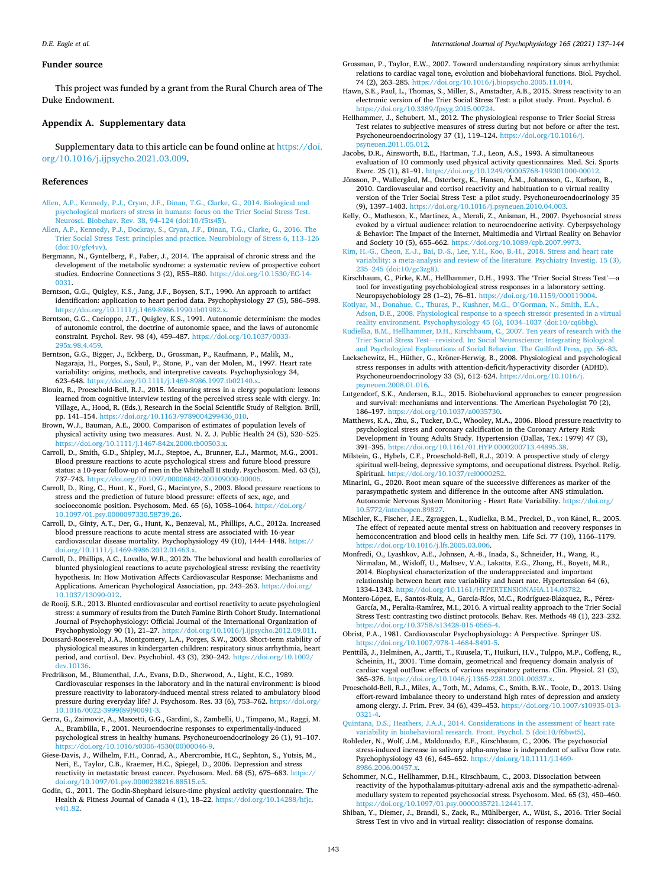## Funder source

This project was funded by a grant from the Rural Church area of The Duke Endowment.

## Appendix A. Supplementary data

Supplementary data to this article can be found online at https://doi.org/10.1016/j.ijpsycho.2021.03.009.

## References

Allen, A.P., Kennedy, P.J., Cryan, J.F., Dinan, T.G., Clarke, G., 2014. Biological and psychological markers of stress in humans: focus on the Trier Social Stress Test. Neurosci. Biobehav. Rev. 38, 94–124 (doi:10/f5ts45).

Allen, A.P., Kennedy, P.J., Dockray, S., Cryan, J.F., Dinan, T.G., Clarke, G., 2016. The Trier Social Stress Test: principles and practice. Neurobiology of Stress 6, 113–126 (doi:10/gfc4vv).

Bergmann, N., Gyntelberg, F., Faber, J., 2014. The appraisal of chronic stress and the development of the metabolic syndrome: a systematic review of prospective cohort studies. Endocrine Connections 3 (2), R55–R80. https://doi.org/10.1530/EC-14-0031.

Berntson, G.G., Quigley, K.S., Jang, J.F., Boysen, S.T., 1990. An approach to artifact identification: application to heart period data. Psychophysiology 27 (5), 586–598. https://doi.org/10.1111/j.1469-8986.1990.tb01982.x.

Berntson, G.G., Cacioppo, J.T., Quigley, K.S., 1991. Autonomic determinism: the modes of autonomic control, the doctrine of autonomic space, and the laws of autonomic constraint. Psychol. Rev. 98 (4), 459–487. https://doi.org/10.1037/0033-295x.98.4.459.

Berntson, G.G., Bigger, J., Eckberg, D., Grossman, P., Kaufmann, P., Malik, M., Nagaraja, H., Porges, S., Saul, P., Stone, P., van der Molen, M., 1997. Heart rate variability: origins, methods, and interpretive caveats. Psychophysiology 34, 623–648. https://doi.org/10.1111/j.1469-8986.1997.tb02140.x.

Blouin, R., Proeschold-Bell, R.J., 2015. Measuring stress in a clergy population: lessons learned from cognitive interview testing of the perceived stress scale with clergy. In: Village, A., Hood, R. (Eds.), Research in the Social Scientific Study of Religion. Brill, pp. 141–154. https://doi.org/10.1163/9789004299436_010.

Brown, W.J., Bauman, A.E., 2000. Comparison of estimates of population levels of physical activity using two measures. Aust. N. Z. J. Public Health 24 (5), 520–525. https://doi.org/10.1111/j.1467-842x.2000.tb00503.x.

Carroll, D., Smith, G.D., Shipley, M.J., Steptoe, A., Brunner, E.J., Marmot, M.G., 2001. Blood pressure reactions to acute psychological stress and future blood pressure status: a 10-year follow-up of men in the Whitehall II study. Psychosom. Med. 63 (5), 737–743. https://doi.org/10.1097/00006842-200109000-00006.

Carroll, D., Ring, C., Hunt, K., Ford, G., Macintyre, S., 2003. Blood pressure reactions to stress and the prediction of future blood pressure: effects of sex, age, and socioeconomic position. Psychosom. Med. 65 (6), 1058–1064. https://doi.org/10.1097/01.psy.0000097330.58739.26.

Carroll, D., Ginty, A.T., Der, G., Hunt, K., Benzeval, M., Phillips, A.C., 2012a. Increased blood pressure reactions to acute mental stress are associated with 16-year cardiovascular disease mortality. Psychophysiology 49 (10), 1444–1448. https://doi.org/10.1111/j.1469-8986.2012.01463.x.

Carroll, D., Phillips, A.C., Lovallo, W.R., 2012b. The behavioral and health corollaries of blunted physiological reactions to acute psychological stress: revising the reactivity hypothesis. In: How Motivation Affects Cardiovascular Response: Mechanisms and Applications. American Psychological Association, pp. 243–263. https://doi.org/10.1037/13090-012.

de Rooij, S.R., 2013. Blunted cardiovascular and cortisol reactivity to acute psychological stress: a summary of results from the Dutch Famine Birth Cohort Study. International Journal of Psychophysiology: Official Journal of the International Organization of Psychophysiology 90 (1), 21–27. https://doi.org/10.1016/j.ijpsycho.2012.09.011.

Doussard-Roosevelt, J.A., Montgomery, L.A., Porges, S.W., 2003. Short-term stability of physiological measures in kindergarten children: respiratory sinus arrhythmia, heart period, and cortisol. Dev. Psychobiol. 43 (3), 230–242. https://doi.org/10.1002/dev.10136.

Fredrikson, M., Blumenthal, J.A., Evans, D.D., Sherwood, A., Light, K.C., 1989. Cardiovascular responses in the laboratory and in the natural environment: is blood pressure reactivity to laboratory-induced mental stress related to ambulatory blood pressure during everyday life? J. Psychosom. Res. 33 (6), 753–762. https://doi.org/10.1016/0022-3999(89)90091-3.

Gerra, G., Zaimovic, A., Mascetti, G.G., Gardini, S., Zambelli, U., Timpano, M., Raggi, M. A., Brambilla, F., 2001. Neuroendocrine responses to experimentally-induced psychological stress in healthy humans. Psychoneuroendocrinology 26 (1), 91–107. https://doi.org/10.1016/s0306-4530(00)00046-9.

Giese-Davis, J., Wilhelm, F.H., Conrad, A., Abercrombie, H.C., Sephton, S., Yutsis, M., Neri, E., Taylor, C.B., Kraemer, H.C., Spiegel, D., 2006. Depression and stress reactivity in metastatic breast cancer. Psychosom. Med. 68 (5), 675–683. https://doi.org/10.1097/01.psy.0000238216.88515.e5.

Godin, G., 2011. The Godin-Shephard leisure-time physical activity questionnaire. The Health & Fitness Journal of Canada 4 (1), 18–22. https://doi.org/10.14288/hfjc.v4i1.82.

Grossman, P., Taylor, E.W., 2007. Toward understanding respiratory sinus arrhythmia: relations to cardiac vagal tone, evolution and biobehavioral functions. Biol. Psychol. 74 (2), 263–285. https://doi.org/10.1016/j.biopsycho.2005.11.014.

Hawn, S.E., Paul, L., Thomas, S., Miller, S., Amstadter, A.B., 2015. Stress reactivity to an electronic version of the Trier Social Stress Test: a pilot study. Front. Psychol. 6 https://doi.org/10.3389/fpsyg.2015.00724.

Hellhammer, J., Schubert, M., 2012. The physiological response to Trier Social Stress Test relates to subjective measures of stress during but not before or after the test. Psychoneuroendocrinology 37 (1), 119–124. https://doi.org/10.1016/j.psyneuen.2011.05.012.

Jacobs, D.R., Ainsworth, B.E., Hartman, T.J., Leon, A.S., 1993. A simultaneous evaluation of 10 commonly used physical activity questionnaires. Med. Sci. Sports Exerc. 25 (1), 81–91. https://doi.org/10.1249/00005768-199301000-00012.

Jönsson, P., Wallergård, M., Österberg, K., Hansen, Å.M., Johansson, G., Karlson, B., 2010. Cardiovascular and cortisol reactivity and habituation to a virtual reality version of the Trier Social Stress Test: a pilot study. Psychoneuroendocrinology 35 (9), 1397–1403. https://doi.org/10.1016/j.psyneuen.2010.04.003.

Kelly, O., Matheson, K., Martinez, A., Merali, Z., Anisman, H., 2007. Psychosocial stress evoked by a virtual audience: relation to neuroendocrine activity. Cyberpsychology & Behavior: The Impact of the Internet, Multimedia and Virtual Reality on Behavior and Society 10 (5), 655–662. https://doi.org/10.1089/cpb.2007.9973.

Kim, H.-G., Cheon, E.-J., Bai, D.-S., Lee, Y.H., Koo, B.-H., 2018. Stress and heart rate variability: a meta-analysis and review of the literature. Psychiatry Investig. 15 (3), 235–245 (doi:10/gc3zg8).

Kirschbaum, C., Pirke, K.M., Hellhammer, D.H., 1993. The 'Trier Social Stress Test'—a tool for investigating psychobiological stress responses in a laboratory setting. Neuropsychobiology 28 (1–2), 76–81. https://doi.org/10.1159/000119004.

Kotlyar, M., Donahue, C., Thuras, P., Kushner, M.G., O'Gorman, N., Smith, E.A., Adson, D.E., 2008. Physiological response to a speech stressor presented in a virtual reality environment. Psychophysiology 45 (6), 1034–1037 (doi:10/cq6bbg).

Kudielka, B.M., Hellhammer, D.H., Kirschbaum, C., 2007. Ten years of research with the Trier Social Stress Test—revisited. In: Social Neuroscience: Integrating Biological and Psychological Explanations of Social Behavior. The Guilford Press, pp. 56–83.

Lackschewitz, H., Hüther, G., Kröner-Herwig, B., 2008. Physiological and psychological stress responses in adults with attention-deficit/hyperactivity disorder (ADHD). Psychoneuroendocrinology 33 (5), 612–624. https://doi.org/10.1016/j.psyneuen.2008.01.016.

Lutgendorf, S.K., Andersen, B.L., 2015. Biobehavioral approaches to cancer progression and survival: mechanisms and interventions. The American Psychologist 70 (2), 186–197. https://doi.org/10.1037/a0035730.

Matthews, K.A., Zhu, S., Tucker, D.C., Whooley, M.A., 2006. Blood pressure reactivity to psychological stress and coronary calcification in the Coronary Artery Risk Development in Young Adults Study. Hypertension (Dallas, Tex.: 1979) 47 (3), 391–395. https://doi.org/10.1161/01.HYP.0000200713.44895.38.

Milstein, G., Hybels, C.F., Proeschold-Bell, R.J., 2019. A prospective study of clergy spiritual well-being, depressive symptoms, and occupational distress. Psychol. Relig. Spirit. https://doi.org/10.1037/rel0000252.

Minarini, G., 2020. Root mean square of the successive differences as marker of the parasympathetic system and difference in the outcome after ANS stimulation. Autonomic Nervous System Monitoring - Heart Rate Variability. https://doi.org/10.5772/intechopen.89827.

Mischler, K., Fischer, J.E., Zgraggen, L., Kudielka, B.M., Preckel, D., von Känel, R., 2005. The effect of repeated acute mental stress on habituation and recovery responses in hemoconcentration and blood cells in healthy men. Life Sci. 77 (10), 1166–1179. https://doi.org/10.1016/j.lfs.2005.03.006.

Monfredi, O., Lyashkov, A.E., Johnsen, A.-B., Inada, S., Schneider, H., Wang, R., Nirmalan, M., Wisloff, U., Maltsev, V.A., Lakatta, E.G., Zhang, H., Boyett, M.R., 2014. Biophysical characterization of the underappreciated and important relationship between heart rate variability and heart rate. Hypertension 64 (6), 1334–1343. https://doi.org/10.1161/HYPERTENSIONAHA.114.03782.

Montero-López, E., Santos-Ruiz, A., García-Ríos, M.C., Rodríguez-Blázquez, R., Pérez-García, M., Peralta-Ramírez, M.I., 2016. A virtual reality approach to the Trier Social Stress Test: contrasting two distinct protocols. Behav. Res. Methods 48 (1), 223–232. https://doi.org/10.3758/s13428-015-0565-4.

Obrist, P.A., 1981. Cardiovascular Psychophysiology: A Perspective. Springer US. https://doi.org/10.1007/978-1-4684-8491-5.

Penttilä, J., Helminen, A., Jartti, T., Kuusela, T., Huikuri, H.V., Tulppo, M.P., Coffeng, R., Scheinin, H., 2001. Time domain, geometrical and frequency domain analysis of cardiac vagal outflow: effects of various respiratory patterns. Clin. Physiol. 21 (3), 365–376. https://doi.org/10.1046/j.1365-2281.2001.00337.x.

Proeschold-Bell, R.J., Miles, A., Toth, M., Adams, C., Smith, B.W., Toole, D., 2013. Using effort-reward imbalance theory to understand high rates of depression and anxiety among clergy. J. Prim. Prev. 34 (6), 439–453. https://doi.org/10.1007/s10935-013-0321-4.

Quintana, D.S., Heathers, J.A.J., 2014. Considerations in the assessment of heart rate variability in biobehavioral research. Front. Psychol. 5 (doi:10/f6bwt5).

Rohleder, N., Wolf, J.M., Maldonado, E.F., Kirschbaum, C., 2006. The psychosocial stress-induced increase in salivary alpha-amylase is independent of saliva flow rate. Psychophysiology 43 (6), 645–652. https://doi.org/10.1111/j.1469-8986.2006.00457.x.

Schommer, N.C., Hellhammer, D.H., Kirschbaum, C., 2003. Dissociation between reactivity of the hypothalamus-pituitary-adrenal axis and the sympathetic-adrenal-medullary system to repeated psychosocial stress. Psychosom. Med. 65 (3), 450–460. https://doi.org/10.1097/01.psy.0000035721.12441.17.

Shiban, Y., Diemer, J., Brandl, S., Zack, R., Mühlberger, A., Wüst, S., 2016. Trier Social Stress Test in vivo and in virtual reality: dissociation of response domains.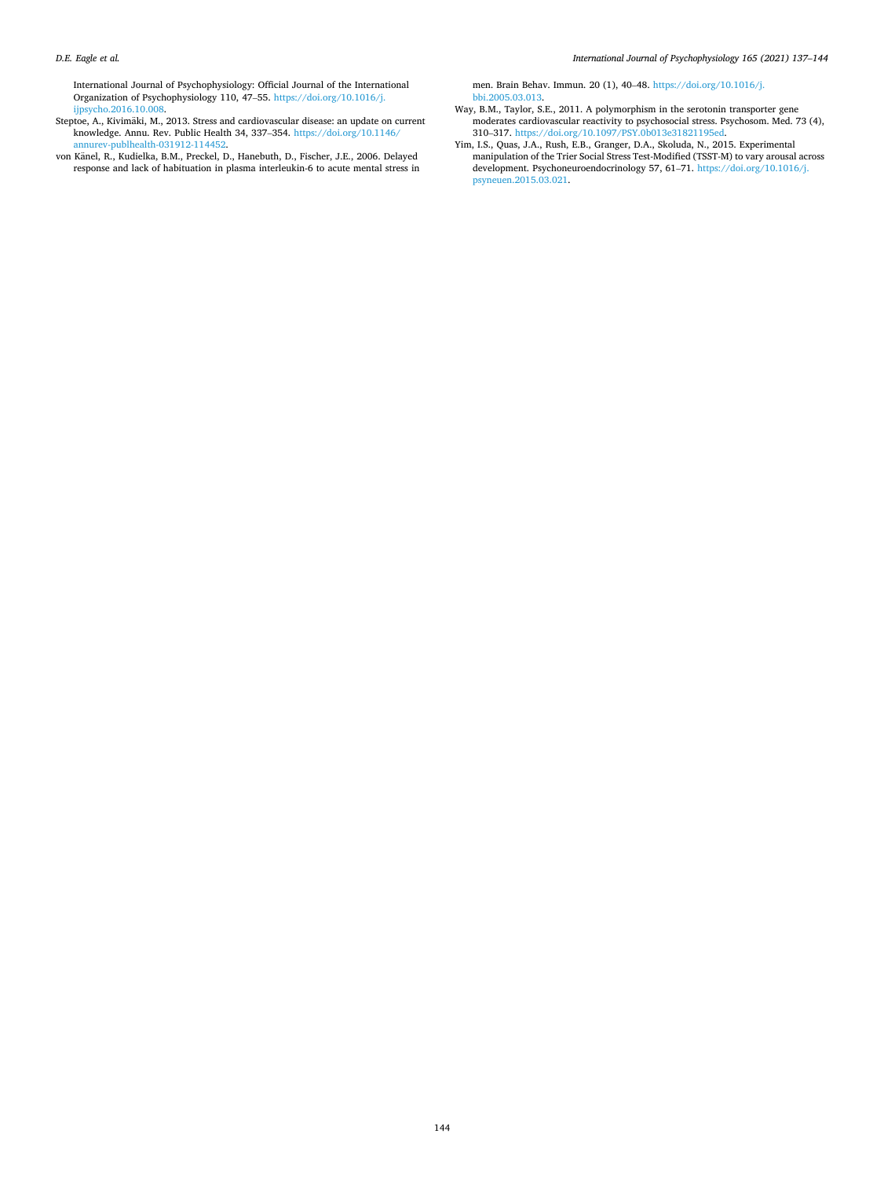International Journal of Psychophysiology: Official Journal of the International Organization of Psychophysiology 110, 47–55. https://doi.org/10.1016/j.ijpsycho.2016.10.008.

Steptoe, A., Kivimäki, M., 2013. Stress and cardiovascular disease: an update on current knowledge. Annu. Rev. Public Health 34, 337–354. https://doi.org/10.1146/annurev-publhealth-031912-114452.

von Känel, R., Kudielka, B.M., Preckel, D., Hanebuth, D., Fischer, J.E., 2006. Delayed response and lack of habituation in plasma interleukin-6 to acute mental stress in men. Brain Behav. Immun. 20 (1), 40–48. https://doi.org/10.1016/j.bbi.2005.03.013.

Way, B.M., Taylor, S.E., 2011. A polymorphism in the serotonin transporter gene moderates cardiovascular reactivity to psychosocial stress. Psychosom. Med. 73 (4), 310–317. https://doi.org/10.1097/PSY.0b013e31821195ed.

Yim, I.S., Quas, J.A., Rush, E.B., Granger, D.A., Skoluda, N., 2015. Experimental manipulation of the Trier Social Stress Test-Modified (TSST-M) to vary arousal across development. Psychoneuroendocrinology 57, 61–71. https://doi.org/10.1016/j.psyneuen.2015.03.021.